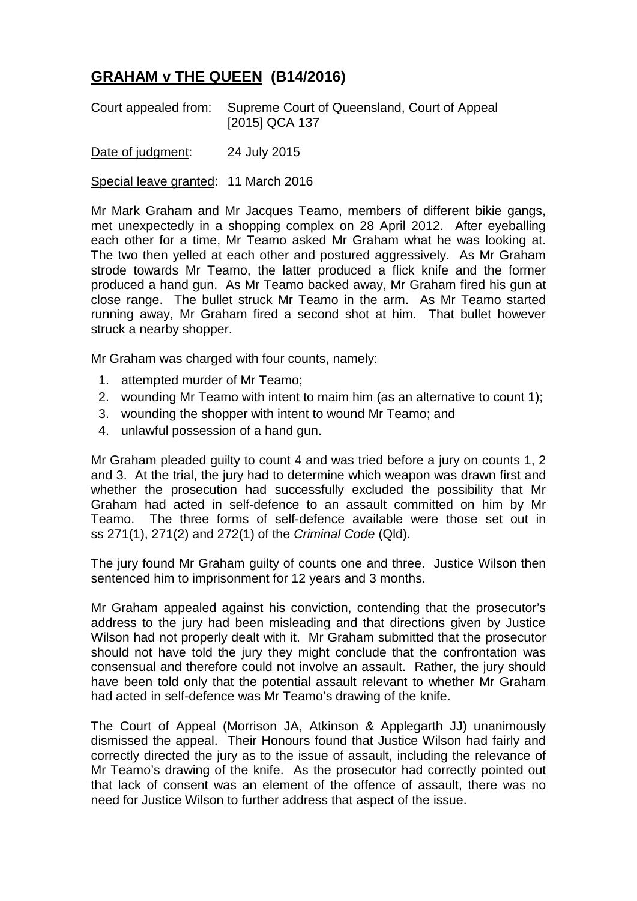# **GRAHAM v THE QUEEN (B14/2016)**

Court appealed from: Supreme Court of Queensland, Court of Appeal [2015] QCA 137

Date of judgment: 24 July 2015

Special leave granted: 11 March 2016

Mr Mark Graham and Mr Jacques Teamo, members of different bikie gangs, met unexpectedly in a shopping complex on 28 April 2012. After eyeballing each other for a time, Mr Teamo asked Mr Graham what he was looking at. The two then yelled at each other and postured aggressively. As Mr Graham strode towards Mr Teamo, the latter produced a flick knife and the former produced a hand gun. As Mr Teamo backed away, Mr Graham fired his gun at close range. The bullet struck Mr Teamo in the arm. As Mr Teamo started running away, Mr Graham fired a second shot at him. That bullet however struck a nearby shopper.

Mr Graham was charged with four counts, namely:

1. attempted murder of Mr Teamo;
2. wounding Mr Teamo with intent to maim him (as an alternative to count 1);
3. wounding the shopper with intent to wound Mr Teamo; and
4. unlawful possession of a hand gun.

Mr Graham pleaded guilty to count 4 and was tried before a jury on counts 1, 2 and 3. At the trial, the jury had to determine which weapon was drawn first and whether the prosecution had successfully excluded the possibility that Mr Graham had acted in self-defence to an assault committed on him by Mr Teamo. The three forms of self-defence available were those set out in ss 271(1), 271(2) and 272(1) of the *Criminal Code* (Qld).

The jury found Mr Graham guilty of counts one and three. Justice Wilson then sentenced him to imprisonment for 12 years and 3 months.

Mr Graham appealed against his conviction, contending that the prosecutor's address to the jury had been misleading and that directions given by Justice Wilson had not properly dealt with it. Mr Graham submitted that the prosecutor should not have told the jury they might conclude that the confrontation was consensual and therefore could not involve an assault. Rather, the jury should have been told only that the potential assault relevant to whether Mr Graham had acted in self-defence was Mr Teamo's drawing of the knife.

The Court of Appeal (Morrison JA, Atkinson & Applegarth JJ) unanimously dismissed the appeal. Their Honours found that Justice Wilson had fairly and correctly directed the jury as to the issue of assault, including the relevance of Mr Teamo's drawing of the knife. As the prosecutor had correctly pointed out that lack of consent was an element of the offence of assault, there was no need for Justice Wilson to further address that aspect of the issue.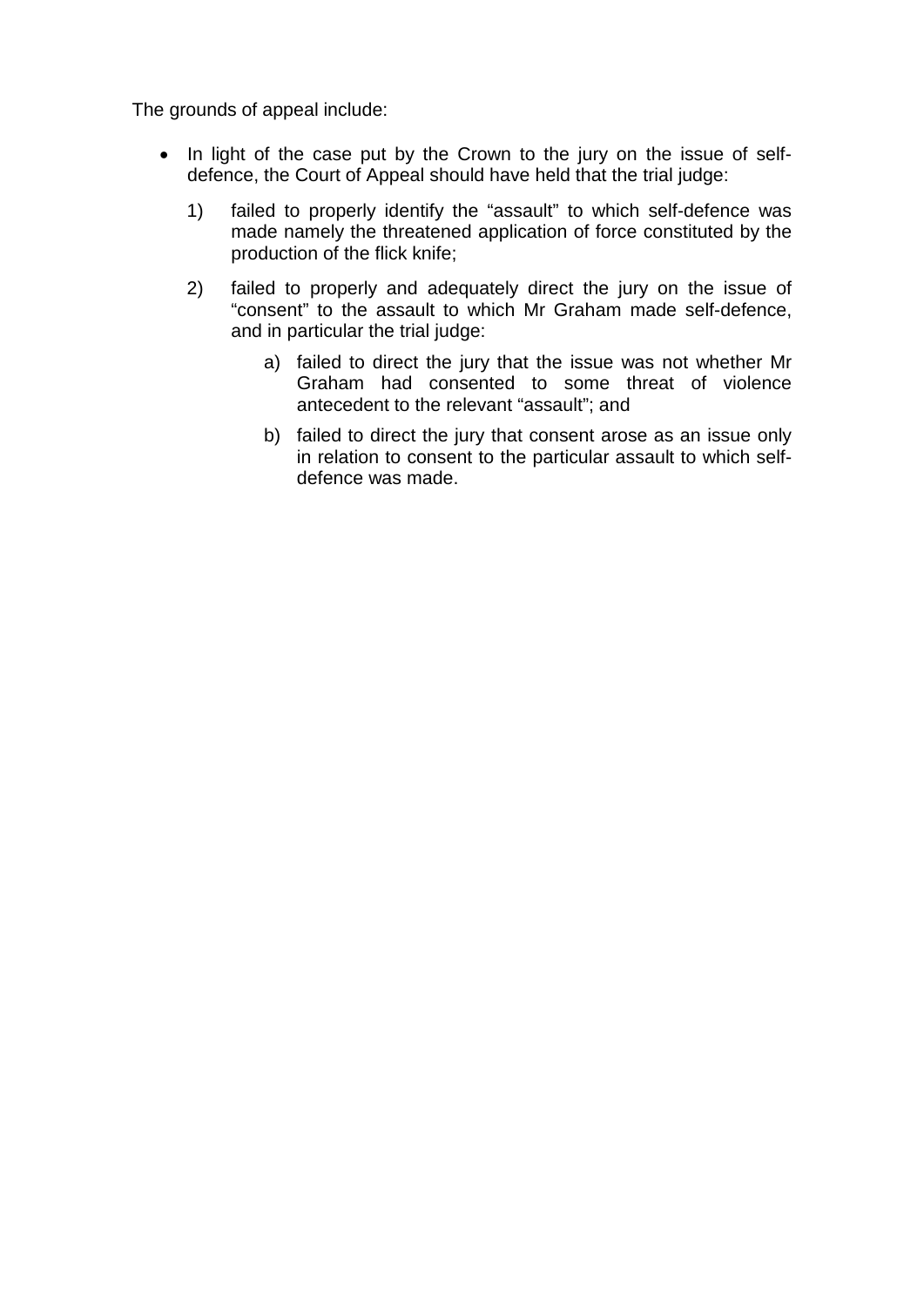The grounds of appeal include:

- In light of the case put by the Crown to the jury on the issue of self-defence, the Court of Appeal should have held that the trial judge:

  1) failed to properly identify the "assault" to which self-defence was made namely the threatened application of force constituted by the production of the flick knife;

  2) failed to properly and adequately direct the jury on the issue of "consent" to the assault to which Mr Graham made self-defence, and in particular the trial judge:

     a) failed to direct the jury that the issue was not whether Mr Graham had consented to some threat of violence antecedent to the relevant "assault"; and

     b) failed to direct the jury that consent arose as an issue only in relation to consent to the particular assault to which self-defence was made.